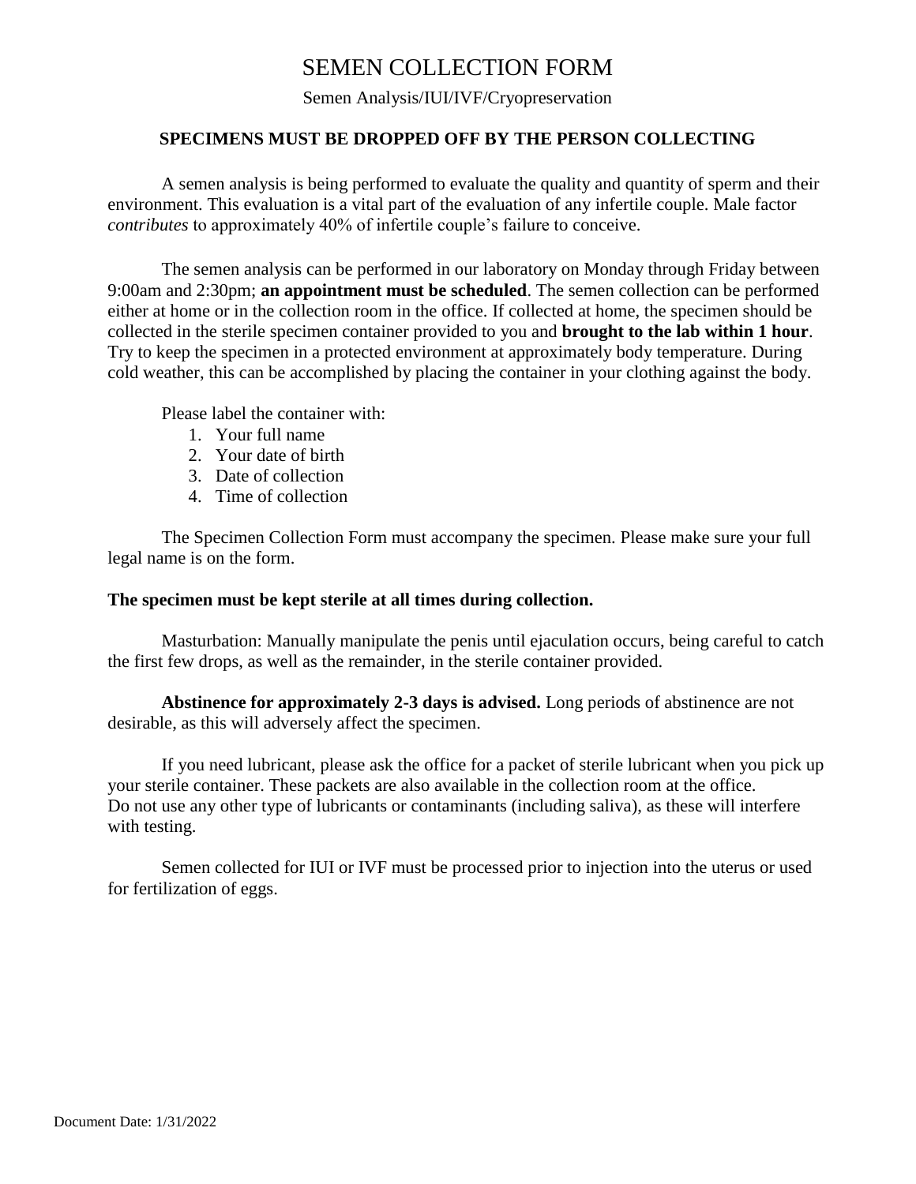# SEMEN COLLECTION FORM

Semen Analysis/IUI/IVF/Cryopreservation

**SPECIMENS MUST BE DROPPED OFF BY THE PERSON COLLECTING**

A semen analysis is being performed to evaluate the quality and quantity of sperm and their environment. This evaluation is a vital part of the evaluation of any infertile couple. Male factor *contributes* to approximately 40% of infertile couple's failure to conceive.

The semen analysis can be performed in our laboratory on Monday through Friday between 9:00am and 2:30pm; **an appointment must be scheduled**. The semen collection can be performed either at home or in the collection room in the office. If collected at home, the specimen should be collected in the sterile specimen container provided to you and **brought to the lab within 1 hour**. Try to keep the specimen in a protected environment at approximately body temperature. During cold weather, this can be accomplished by placing the container in your clothing against the body.

Please label the container with:

1. Your full name
2. Your date of birth
3. Date of collection
4. Time of collection

The Specimen Collection Form must accompany the specimen. Please make sure your full legal name is on the form.

**The specimen must be kept sterile at all times during collection.**

Masturbation: Manually manipulate the penis until ejaculation occurs, being careful to catch the first few drops, as well as the remainder, in the sterile container provided.

**Abstinence for approximately 2-3 days is advised.** Long periods of abstinence are not desirable, as this will adversely affect the specimen.

If you need lubricant, please ask the office for a packet of sterile lubricant when you pick up your sterile container. These packets are also available in the collection room at the office. Do not use any other type of lubricants or contaminants (including saliva), as these will interfere with testing.

Semen collected for IUI or IVF must be processed prior to injection into the uterus or used for fertilization of eggs.

Document Date: 1/31/2022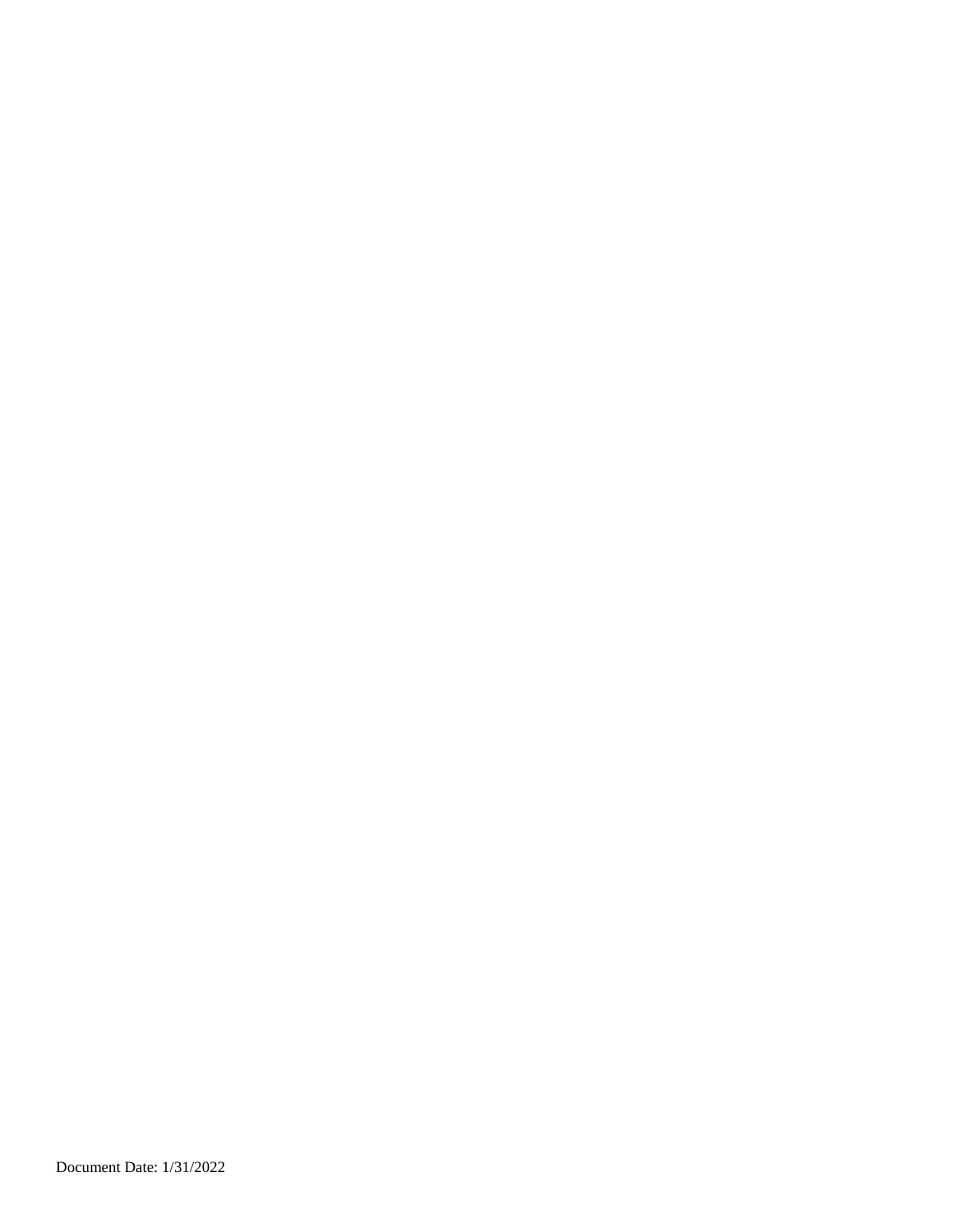Document Date: 1/31/2022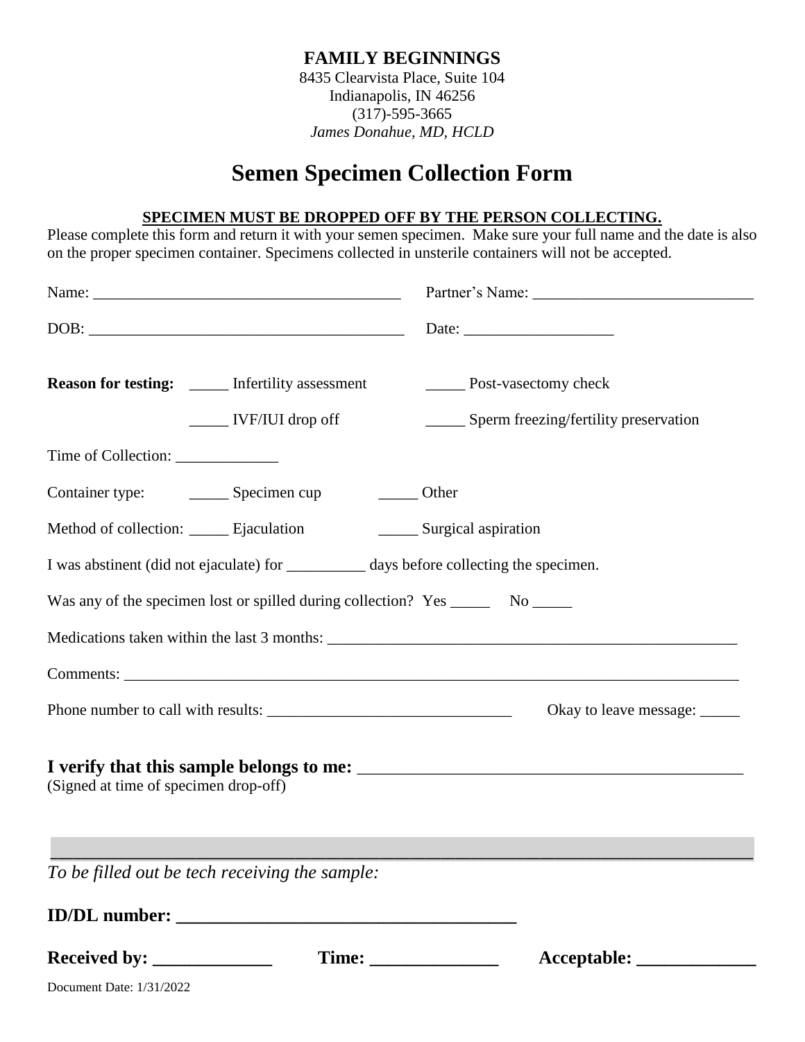**FAMILY BEGINNINGS**
8435 Clearvista Place, Suite 104
Indianapolis, IN 46256
(317)-595-3665
*James Donahue, MD, HCLD*

# Semen Specimen Collection Form

**SPECIMEN MUST BE DROPPED OFF BY THE PERSON COLLECTING.**

Please complete this form and return it with your semen specimen. Make sure your full name and the date is also on the proper specimen container. Specimens collected in unsterile containers will not be accepted.

Name: _______________________________________ Partner's Name: ____________________________

DOB: ________________________________________ Date: ___________________

**Reason for testing:** _____ Infertility assessment _____ Post-vasectomy check

_____ IVF/IUI drop off _____ Sperm freezing/fertility preservation

Time of Collection: _____________

Container type: _____ Specimen cup _____ Other

Method of collection: _____ Ejaculation _____ Surgical aspiration

I was abstinent (did not ejaculate) for __________ days before collecting the specimen.

Was any of the specimen lost or spilled during collection? Yes _____ No _____

Medications taken within the last 3 months: ______________________________________________________

Comments: ______________________________________________________________________________

Phone number to call with results: _______________________________ Okay to leave message: _____

**I verify that this sample belongs to me:** _______________________________________________
(Signed at time of specimen drop-off)

---

*To be filled out be tech receiving the sample:*

**ID/DL number: ____________________________________**

**Received by: _____________ Time: ______________ Acceptable: _____________**

Document Date: 1/31/2022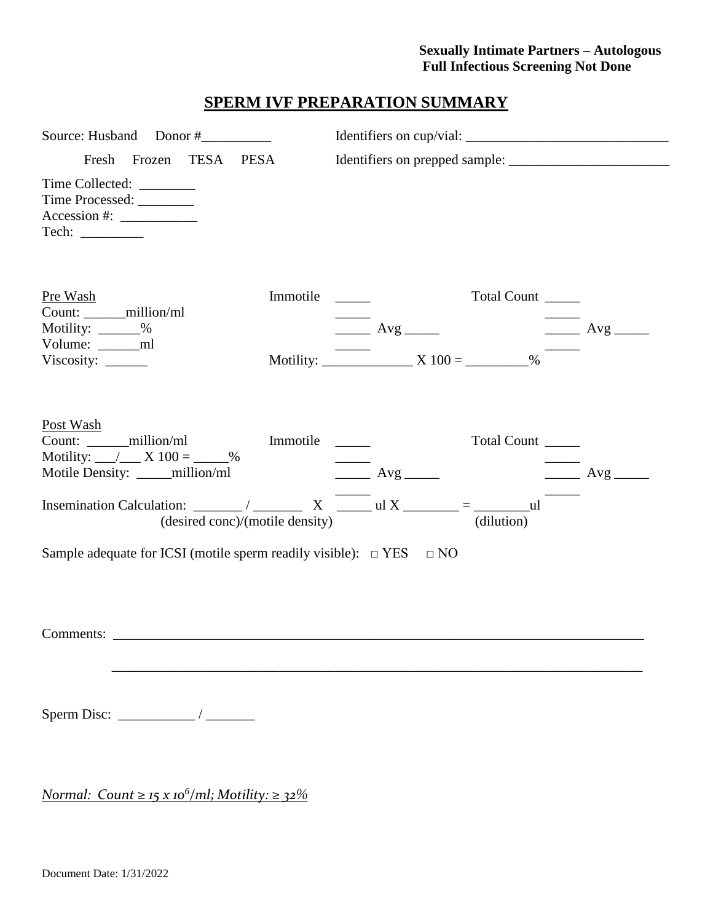**Sexually Intimate Partners – Autologous**
**Full Infectious Screening Not Done**

# SPERM IVF PREPARATION SUMMARY

Source: Husband Donor #__________

Fresh Frozen TESA PESA

Identifiers on cup/vial: ______________________________

Identifiers on prepped sample: ________________________

Time Collected: ________
Time Processed: ________
Accession #: ___________
Tech: _________

Pre Wash
Count: ______million/ml
Motility: ______%
Volume: ______ml
Viscosity: ______

Immotile _____
_____
_____ Avg _____
_____

Total Count _____
_____
_____ Avg _____
_____

Motility: _____________ X 100 = _________%

Post Wash
Count: ______million/ml
Motility: ___/___ X 100 = _____%
Motile Density: _____million/ml

Immotile _____
_____
_____ Avg _____
_____

Total Count _____
_____
_____ Avg _____
_____

Insemination Calculation: _______ / _______ X _____ ul X ________ = ________ul
(desired conc)/(motile density) (dilution)

Sample adequate for ICSI (motile sperm readily visible): □ YES □ NO

Comments: ________________________________________________________________________________

________________________________________________________________________________

Sperm Disc: ___________ / _______

*Normal: Count ≥ 15 x $10^6$/ml; Motility: ≥ 32%*

Document Date: 1/31/2022